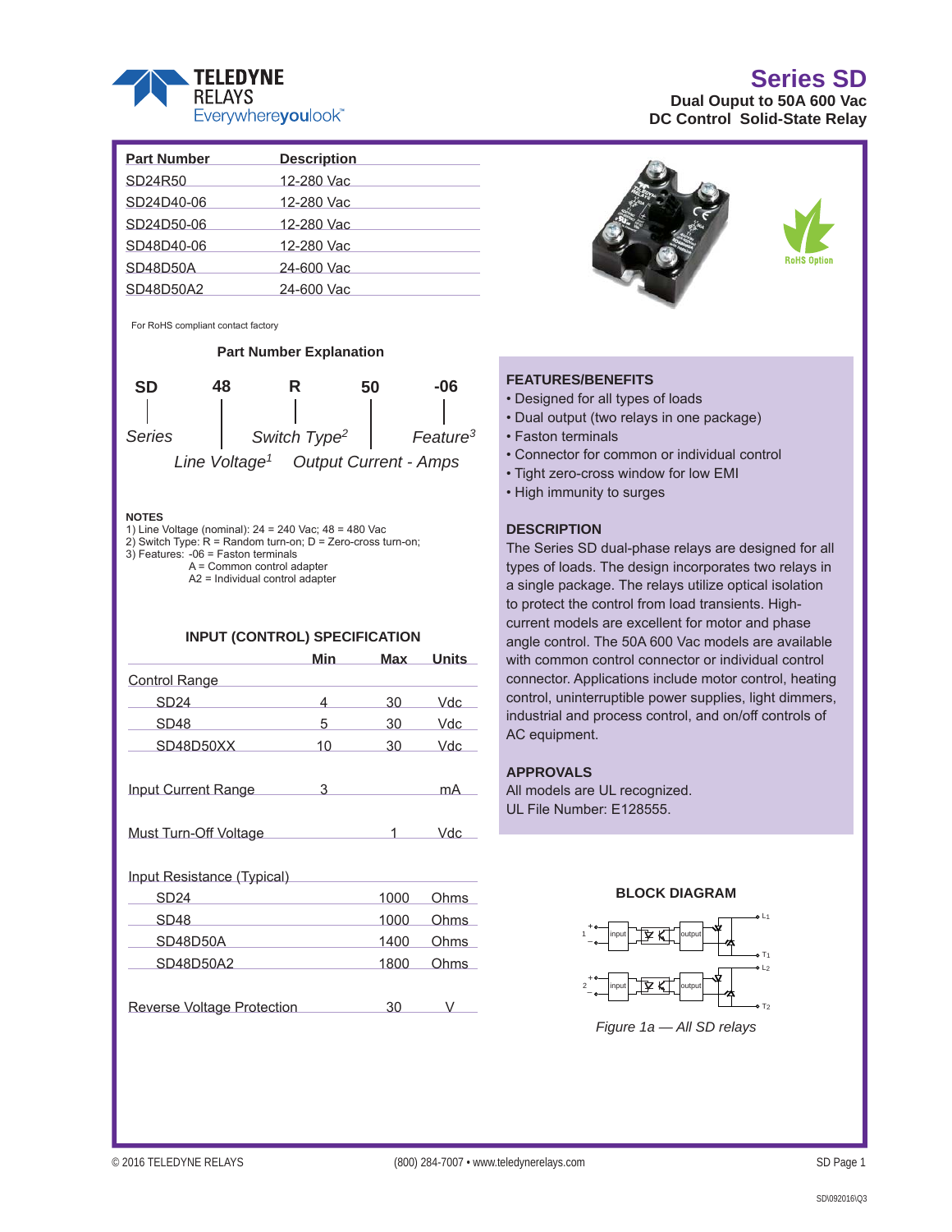TELEDYNE RELAYS
Everywhereyoulook™

# Series SD

**Dual Ouput to 50A 600 Vac**
**DC Control Solid-State Relay**

| Part Number | Description |
|---|---|
| SD24R50 | 12-280 Vac |
| SD24D40-06 | 12-280 Vac |
| SD24D50-06 | 12-280 Vac |
| SD48D40-06 | 12-280 Vac |
| SD48D50A | 24-600 Vac |
| SD48D50A2 | 24-600 Vac |

For RoHS compliant contact factory

RoHS Option

### Part Number Explanation

| SD | 48 | R | 50 | -06 |
|---|---|---|---|---|
| *Series* | *Line Voltage*[1] | *Switch Type*[2] | *Output Current - Amps* | *Feature*[3] |

**NOTES**
1) Line Voltage (nominal): 24 = 240 Vac; 48 = 480 Vac
2) Switch Type: R = Random turn-on; D = Zero-cross turn-on;
3) Features: -06 = Faston terminals
A = Common control adapter
A2 = Individual control adapter

### INPUT (CONTROL) SPECIFICATION

| | Min | Max | Units |
|---|---|---|---|
| Control Range | | | |
| SD24 | 4 | 30 | Vdc |
| SD48 | 5 | 30 | Vdc |
| SD48D50XX | 10 | 30 | Vdc |
| Input Current Range | 3 | | mA |
| Must Turn-Off Voltage | | 1 | Vdc |
| Input Resistance (Typical) | | | |
| SD24 | | 1000 | Ohms |
| SD48 | | 1000 | Ohms |
| SD48D50A | | 1400 | Ohms |
| SD48D50A2 | | 1800 | Ohms |
| Reverse Voltage Protection | | 30 | V |

### FEATURES/BENEFITS

- Designed for all types of loads
- Dual output (two relays in one package)
- Faston terminals
- Connector for common or individual control
- Tight zero-cross window for low EMI
- High immunity to surges

### DESCRIPTION

The Series SD dual-phase relays are designed for all types of loads. The design incorporates two relays in a single package. The relays utilize optical isolation to protect the control from load transients. High-current models are excellent for motor and phase angle control. The 50A 600 Vac models are available with common control connector or individual control connector. Applications include motor control, heating control, uninterruptible power supplies, light dimmers, industrial and process control, and on/off controls of AC equipment.

### APPROVALS

All models are UL recognized.
UL File Number: E128555.

### BLOCK DIAGRAM

*Figure 1a — All SD relays*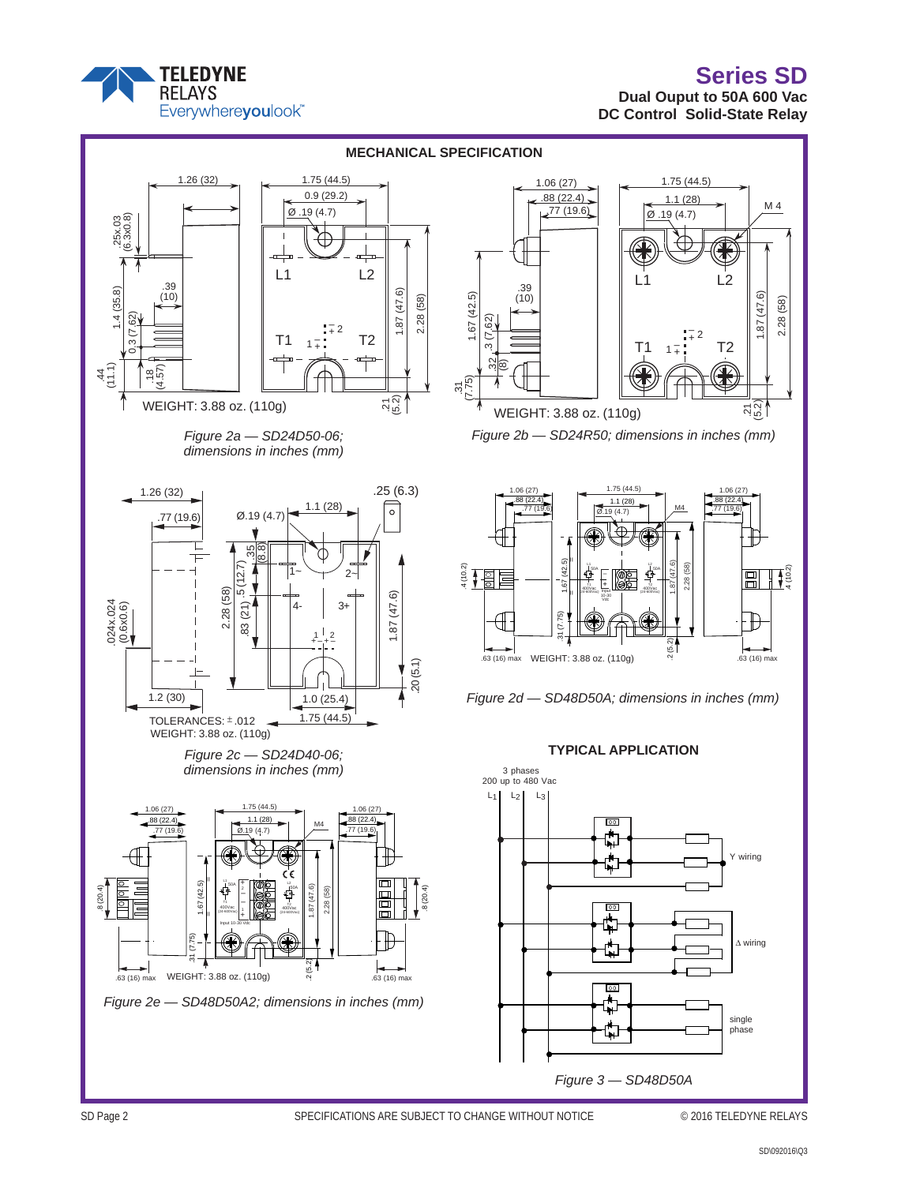## MECHANICAL SPECIFICATION

WEIGHT: 3.88 oz. (110g)

*Figure 2a — SD24D50-06; dimensions in inches (mm)*

WEIGHT: 3.88 oz. (110g)

*Figure 2b — SD24R50; dimensions in inches (mm)*

TOLERANCES: ±.012
WEIGHT: 3.88 oz. (110g)

*Figure 2c — SD24D40-06; dimensions in inches (mm)*

WEIGHT: 3.88 oz. (110g)

*Figure 2d — SD48D50A; dimensions in inches (mm)*

WEIGHT: 3.88 oz. (110g)

*Figure 2e — SD48D50A2; dimensions in inches (mm)*

## TYPICAL APPLICATION

3 phases
200 up to 480 Vac

$L_1$ $L_2$ $L_3$

Y wiring

Δ wiring

single phase

*Figure 3 — SD48D50A*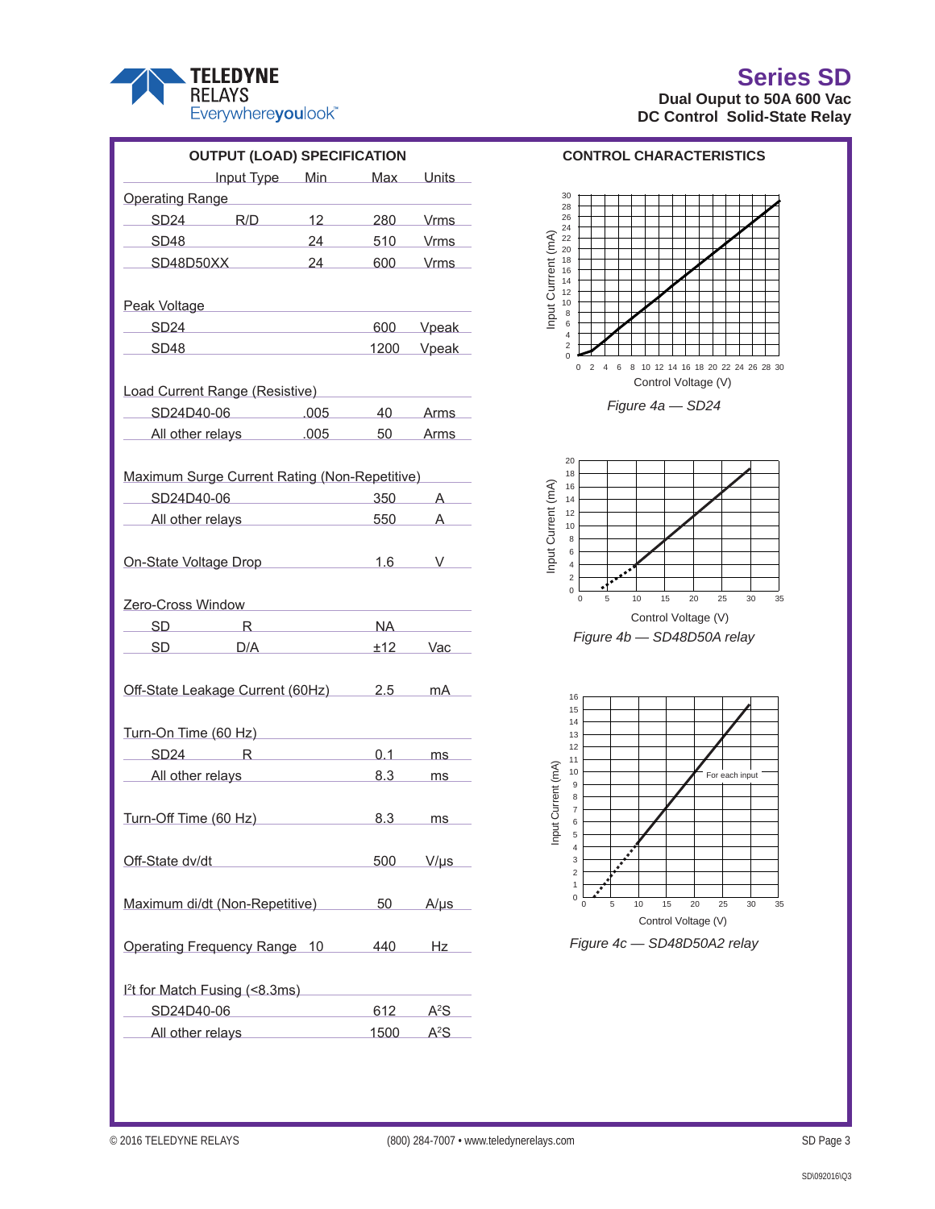**Series SD**
**Dual Ouput to 50A 600 Vac**
**DC Control Solid-State Relay**

## OUTPUT (LOAD) SPECIFICATION

| | Input Type | Min | Max | Units |
|---|---|---|---|---|
| **Operating Range** | | | | |
| SD24 | R/D | 12 | 280 | Vrms |
| SD48 | | 24 | 510 | Vrms |
| SD48D50XX | | 24 | 600 | Vrms |
| **Peak Voltage** | | | | |
| SD24 | | | 600 | Vpeak |
| SD48 | | | 1200 | Vpeak |
| **Load Current Range (Resistive)** | | | | |
| SD24D40-06 | | .005 | 40 | Arms |
| All other relays | | .005 | 50 | Arms |
| **Maximum Surge Current Rating (Non-Repetitive)** | | | | |
| SD24D40-06 | | | 350 | A |
| All other relays | | | 550 | A |
| **On-State Voltage Drop** | | | 1.6 | V |
| **Zero-Cross Window** | | | | |
| SD | R | | NA | |
| SD | D/A | | ±12 | Vac |
| **Off-State Leakage Current (60Hz)** | | | 2.5 | mA |
| **Turn-On Time (60 Hz)** | | | | |
| SD24 | R | | 0.1 | ms |
| All other relays | | | 8.3 | ms |
| **Turn-Off Time (60 Hz)** | | | 8.3 | ms |
| **Off-State dv/dt** | | | 500 | V/µs |
| **Maximum di/dt (Non-Repetitive)** | | | 50 | A/µs |
| **Operating Frequency Range** | | 10 | 440 | Hz |
| **$I^2t$ for Match Fusing (<8.3ms)** | | | | |
| SD24D40-06 | | | 612 | $A^2S$ |
| All other relays | | | 1500 | $A^2S$ |

## CONTROL CHARACTERISTICS

*Figure 4a — SD24*

*Figure 4b — SD48D50A relay*

*Figure 4c — SD48D50A2 relay*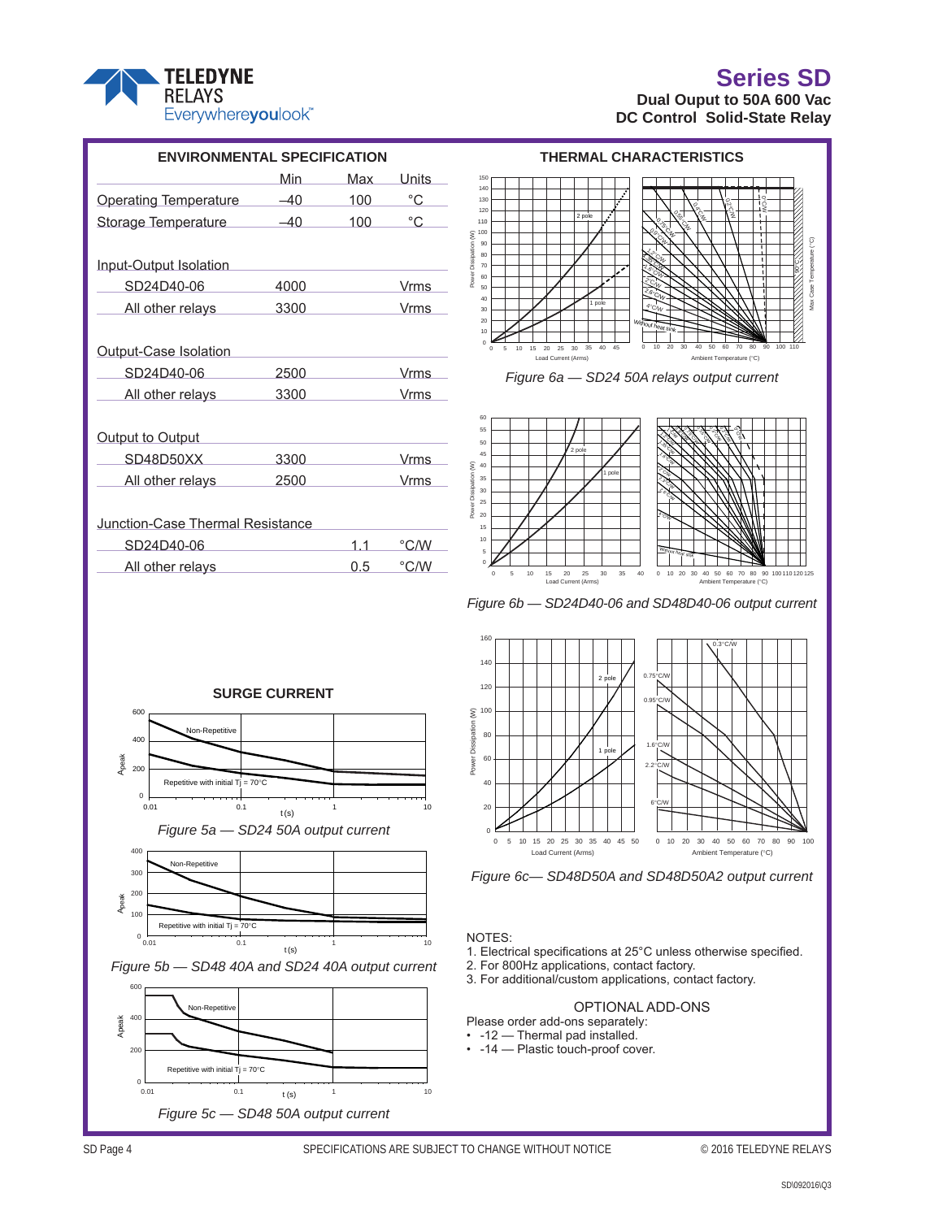## ENVIRONMENTAL SPECIFICATION

| | Min | Max | Units |
|---|---|---|---|
| Operating Temperature | –40 | 100 | °C |
| Storage Temperature | –40 | 100 | °C |
| Input-Output Isolation | | | |
| SD24D40-06 | 4000 | | Vrms |
| All other relays | 3300 | | Vrms |
| Output-Case Isolation | | | |
| SD24D40-06 | 2500 | | Vrms |
| All other relays | 3300 | | Vrms |
| Output to Output | | | |
| SD48D50XX | 3300 | | Vrms |
| All other relays | 2500 | | Vrms |
| Junction-Case Thermal Resistance | | | |
| SD24D40-06 | | 1.1 | °C/W |
| All other relays | | 0.5 | °C/W |

## SURGE CURRENT

Apeak
600
400
200
0
0.01 0.1 1 10
t (s)
Non-Repetitive
Repetitive with initial Tj = 70°C

*Figure 5a — SD24 50A output current*

Apeak
400
300
200
100
0
0.01 0.1 1 10
t (s)
Non-Repetitive
Repetitive with initial Tj = 70°C

*Figure 5b — SD48 40A and SD24 40A output current*

Apeak
600
400
200
0
0.01 0.1 1 10
t (s)
Non-Repetitive
Repetitive with initial Tj = 70°C

*Figure 5c — SD48 50A output current*

## THERMAL CHARACTERISTICS

Power Dissipation (W)
150 140 130 120 110 100 90 80 70 60 50 40 30 20 10 0
0 5 10 15 20 25 30 35 40 45
Load Current (Arms)
2 pole
1 pole
0 10 20 30 40 50 60 70 80 90 100 110
Ambient Temperature (°C)
Max Case Temperature (°C)
0°C/W 0.2°C/W 0.4°C/W 0.6°C/W 0.75°C/W 0.9°C/W 1.2°C/W 1.6°C/W 2°C/W 2.6°C/W 4°C/W
Without heat sink

*Figure 6a — SD24 50A relays output current*

Power Dissipation (W)
60 55 50 45 40 35 30 25 20 15 10 5 0
0 5 10 15 20 25 30 35 40
Load Current (Arms)
2 pole
1 pole
0 10 20 30 40 50 60 70 80 90 100 110 120 125
Ambient Temperature (°C)
Without heat sink

*Figure 6b — SD24D40-06 and SD48D40-06 output current*

Power Dissipation (W)
160 140 120 100 80 60 40 20 0
0 5 10 15 20 25 30 35 40 45 50
Load Current (Arms)
2 pole
1 pole
0 10 20 30 40 50 60 70 80 90 100
Ambient Temperature (°C)
0.3°C/W
0.75°C/W
0.95°C/W
1.6°C/W
2.2°C/W
6°C/W

*Figure 6c— SD48D50A and SD48D50A2 output current*

NOTES:
1. Electrical specifications at 25°C unless otherwise specified.
2. For 800Hz applications, contact factory.
3. For additional/custom applications, contact factory.

OPTIONAL ADD-ONS

Please order add-ons separately:
- -12 — Thermal pad installed.
- -14 — Plastic touch-proof cover.